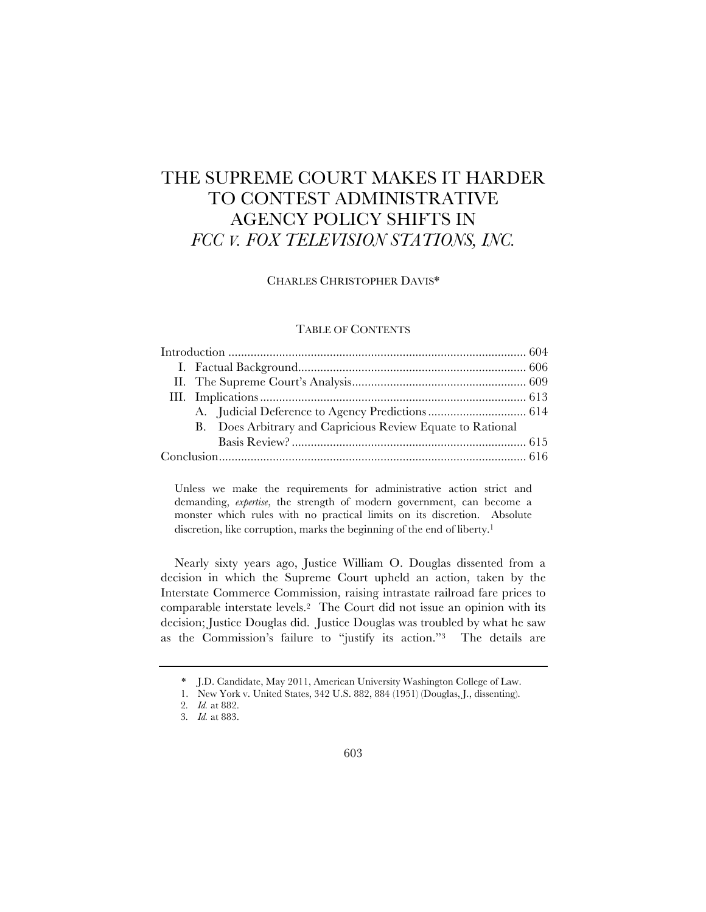# THE SUPREME COURT MAKES IT HARDER TO CONTEST ADMINISTRATIVE AGENCY POLICY SHIFTS IN *FCC V. FOX TELEVISION STATIONS, INC.*

CHARLES CHRISTOPHER DAVIS*

TABLE OF CONTENTS

| | |
|---|---|
| Introduction | 604 |
| I. Factual Background | 606 |
| II. The Supreme Court's Analysis | 609 |
| III. Implications | 613 |
| A. Judicial Deference to Agency Predictions | 614 |
| B. Does Arbitrary and Capricious Review Equate to Rational Basis Review? | 615 |
| Conclusion | 616 |

> Unless we make the requirements for administrative action strict and demanding, *expertise*, the strength of modern government, can become a monster which rules with no practical limits on its discretion. Absolute discretion, like corruption, marks the beginning of the end of liberty.[1]

Nearly sixty years ago, Justice William O. Douglas dissented from a decision in which the Supreme Court upheld an action, taken by the Interstate Commerce Commission, raising intrastate railroad fare prices to comparable interstate levels.[2] The Court did not issue an opinion with its decision; Justice Douglas did. Justice Douglas was troubled by what he saw as the Commission's failure to "justify its action."[3] The details are

---

\* J.D. Candidate, May 2011, American University Washington College of Law.

1. New York v. United States, 342 U.S. 882, 884 (1951) (Douglas, J., dissenting).
2. *Id.* at 882.
3. *Id.* at 883.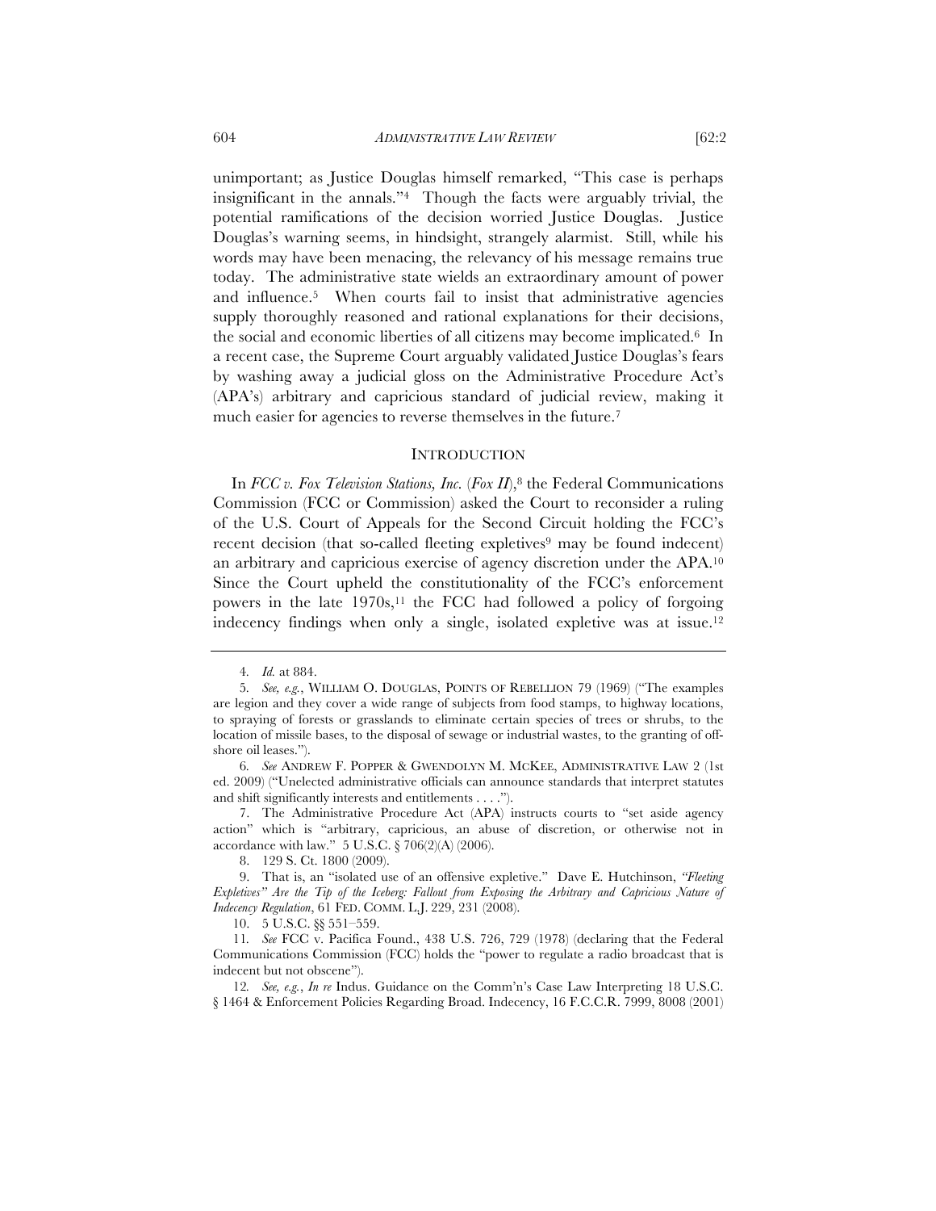unimportant; as Justice Douglas himself remarked, "This case is perhaps insignificant in the annals."[4] Though the facts were arguably trivial, the potential ramifications of the decision worried Justice Douglas. Justice Douglas's warning seems, in hindsight, strangely alarmist. Still, while his words may have been menacing, the relevancy of his message remains true today. The administrative state wields an extraordinary amount of power and influence.[5] When courts fail to insist that administrative agencies supply thoroughly reasoned and rational explanations for their decisions, the social and economic liberties of all citizens may become implicated.[6] In a recent case, the Supreme Court arguably validated Justice Douglas's fears by washing away a judicial gloss on the Administrative Procedure Act's (APA's) arbitrary and capricious standard of judicial review, making it much easier for agencies to reverse themselves in the future.[7]

## INTRODUCTION

In *FCC v. Fox Television Stations, Inc.* (*Fox II*),[8] the Federal Communications Commission (FCC or Commission) asked the Court to reconsider a ruling of the U.S. Court of Appeals for the Second Circuit holding the FCC's recent decision (that so-called fleeting expletives[9] may be found indecent) an arbitrary and capricious exercise of agency discretion under the APA.[10] Since the Court upheld the constitutionality of the FCC's enforcement powers in the late 1970s,[11] the FCC had followed a policy of forgoing indecency findings when only a single, isolated expletive was at issue.[12]

---

4. *Id.* at 884.

5. *See, e.g.*, WILLIAM O. DOUGLAS, POINTS OF REBELLION 79 (1969) ("The examples are legion and they cover a wide range of subjects from food stamps, to highway locations, to spraying of forests or grasslands to eliminate certain species of trees or shrubs, to the location of missile bases, to the disposal of sewage or industrial wastes, to the granting of off-shore oil leases.").

6. *See* ANDREW F. POPPER & GWENDOLYN M. MCKEE, ADMINISTRATIVE LAW 2 (1st ed. 2009) ("Unelected administrative officials can announce standards that interpret statutes and shift significantly interests and entitlements . . . .").

7. The Administrative Procedure Act (APA) instructs courts to "set aside agency action" which is "arbitrary, capricious, an abuse of discretion, or otherwise not in accordance with law." 5 U.S.C. § 706(2)(A) (2006).

8. 129 S. Ct. 1800 (2009).

9. That is, an "isolated use of an offensive expletive." Dave E. Hutchinson, *"Fleeting Expletives" Are the Tip of the Iceberg: Fallout from Exposing the Arbitrary and Capricious Nature of Indecency Regulation*, 61 FED. COMM. L.J. 229, 231 (2008).

10. 5 U.S.C. §§ 551–559.

11. *See* FCC v. Pacifica Found., 438 U.S. 726, 729 (1978) (declaring that the Federal Communications Commission (FCC) holds the "power to regulate a radio broadcast that is indecent but not obscene").

12. *See, e.g.*, *In re* Indus. Guidance on the Comm'n's Case Law Interpreting 18 U.S.C. § 1464 & Enforcement Policies Regarding Broad. Indecency, 16 F.C.C.R. 7999, 8008 (2001)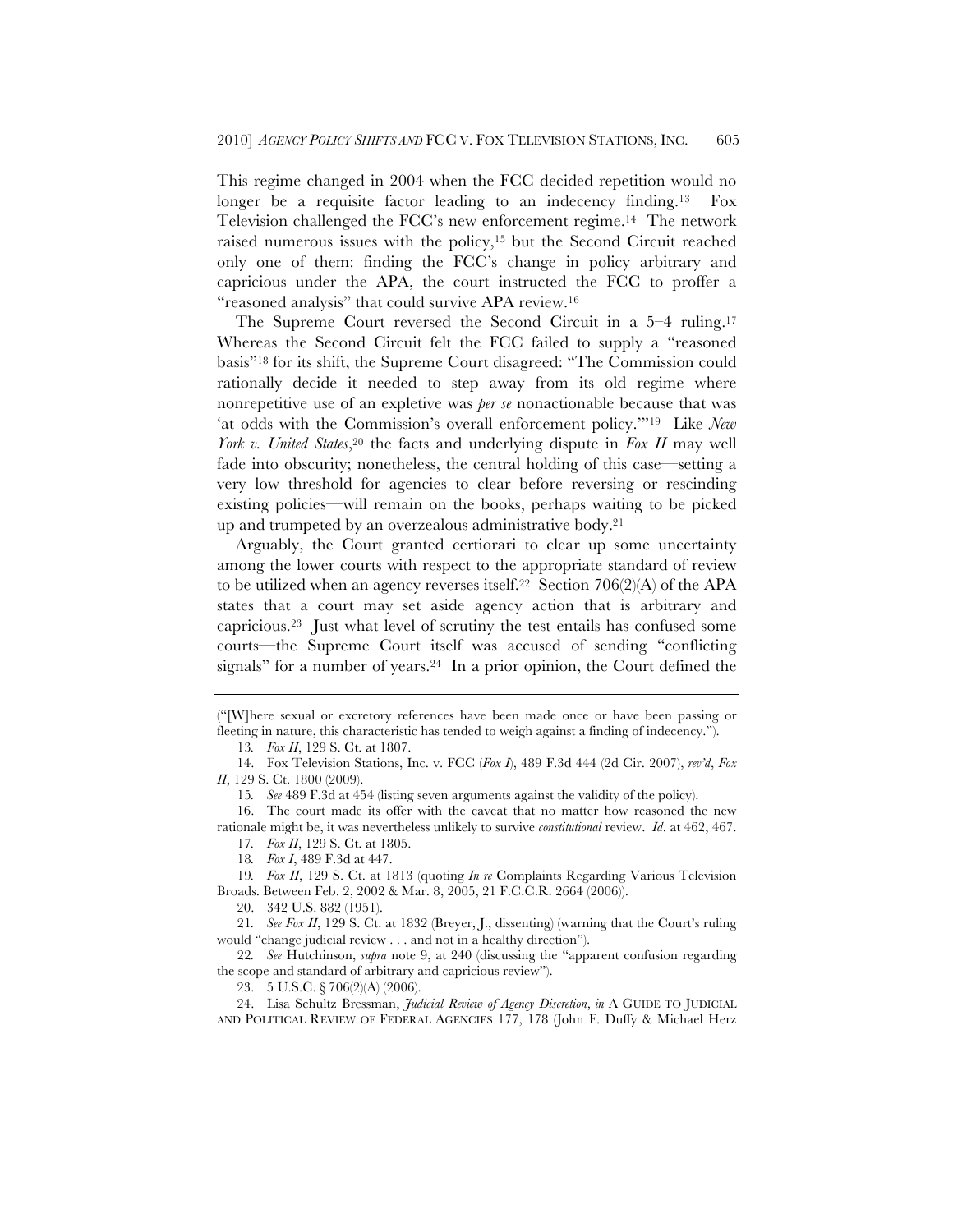This regime changed in 2004 when the FCC decided repetition would no longer be a requisite factor leading to an indecency finding.[13] Fox Television challenged the FCC's new enforcement regime.[14] The network raised numerous issues with the policy,[15] but the Second Circuit reached only one of them: finding the FCC's change in policy arbitrary and capricious under the APA, the court instructed the FCC to proffer a "reasoned analysis" that could survive APA review.[16]

The Supreme Court reversed the Second Circuit in a 5–4 ruling.[17] Whereas the Second Circuit felt the FCC failed to supply a "reasoned basis"[18] for its shift, the Supreme Court disagreed: "The Commission could rationally decide it needed to step away from its old regime where nonrepetitive use of an expletive was *per se* nonactionable because that was 'at odds with the Commission's overall enforcement policy.'"[19] Like *New York v. United States*,[20] the facts and underlying dispute in *Fox II* may well fade into obscurity; nonetheless, the central holding of this case—setting a very low threshold for agencies to clear before reversing or rescinding existing policies—will remain on the books, perhaps waiting to be picked up and trumpeted by an overzealous administrative body.[21]

Arguably, the Court granted certiorari to clear up some uncertainty among the lower courts with respect to the appropriate standard of review to be utilized when an agency reverses itself.[22] Section 706(2)(A) of the APA states that a court may set aside agency action that is arbitrary and capricious.[23] Just what level of scrutiny the test entails has confused some courts—the Supreme Court itself was accused of sending "conflicting signals" for a number of years.[24] In a prior opinion, the Court defined the

---

("[W]here sexual or excretory references have been made once or have been passing or fleeting in nature, this characteristic has tended to weigh against a finding of indecency.").

13. *Fox II*, 129 S. Ct. at 1807.

14. Fox Television Stations, Inc. v. FCC (*Fox I*), 489 F.3d 444 (2d Cir. 2007), *rev'd*, *Fox II*, 129 S. Ct. 1800 (2009).

15. *See* 489 F.3d at 454 (listing seven arguments against the validity of the policy).

16. The court made its offer with the caveat that no matter how reasoned the new rationale might be, it was nevertheless unlikely to survive *constitutional* review. *Id*. at 462, 467.

17. *Fox II*, 129 S. Ct. at 1805.

18. *Fox I*, 489 F.3d at 447.

19. *Fox II*, 129 S. Ct. at 1813 (quoting *In re* Complaints Regarding Various Television Broads. Between Feb. 2, 2002 & Mar. 8, 2005, 21 F.C.C.R. 2664 (2006)).

20. 342 U.S. 882 (1951).

21. *See Fox II*, 129 S. Ct. at 1832 (Breyer, J., dissenting) (warning that the Court's ruling would "change judicial review . . . and not in a healthy direction").

22. *See* Hutchinson, *supra* note 9, at 240 (discussing the "apparent confusion regarding the scope and standard of arbitrary and capricious review").

23. 5 U.S.C. § 706(2)(A) (2006).

24. Lisa Schultz Bressman, *Judicial Review of Agency Discretion*, *in* A GUIDE TO JUDICIAL AND POLITICAL REVIEW OF FEDERAL AGENCIES 177, 178 (John F. Duffy & Michael Herz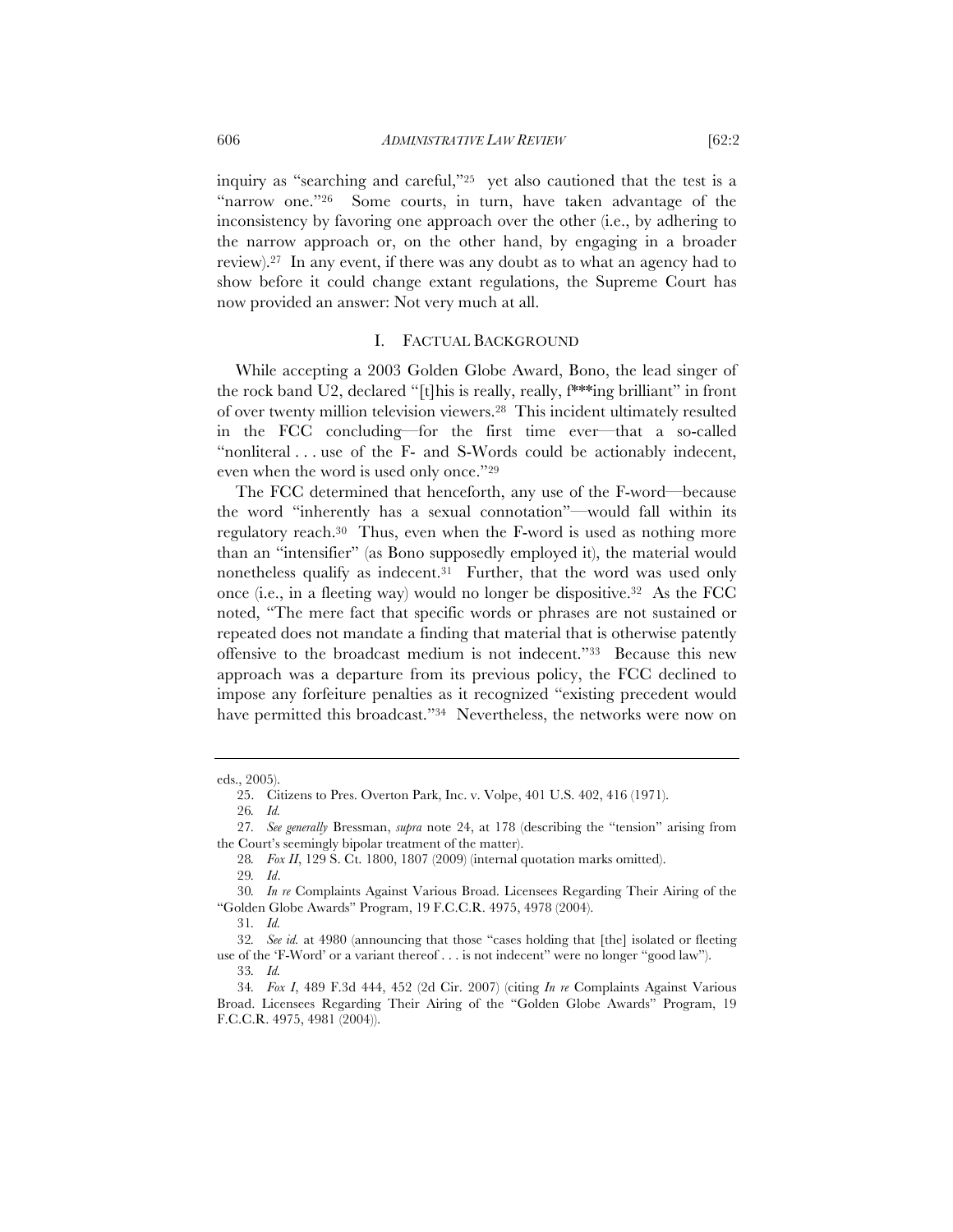inquiry as "searching and careful,"[25] yet also cautioned that the test is a "narrow one."[26] Some courts, in turn, have taken advantage of the inconsistency by favoring one approach over the other (i.e., by adhering to the narrow approach or, on the other hand, by engaging in a broader review).[27] In any event, if there was any doubt as to what an agency had to show before it could change extant regulations, the Supreme Court has now provided an answer: Not very much at all.

## I. FACTUAL BACKGROUND

While accepting a 2003 Golden Globe Award, Bono, the lead singer of the rock band U2, declared "[t]his is really, really, f***ing brilliant" in front of over twenty million television viewers.[28] This incident ultimately resulted in the FCC concluding—for the first time ever—that a so-called "nonliteral . . . use of the F- and S-Words could be actionably indecent, even when the word is used only once."[29]

The FCC determined that henceforth, any use of the F-word—because the word "inherently has a sexual connotation"—would fall within its regulatory reach.[30] Thus, even when the F-word is used as nothing more than an "intensifier" (as Bono supposedly employed it), the material would nonetheless qualify as indecent.[31] Further, that the word was used only once (i.e., in a fleeting way) would no longer be dispositive.[32] As the FCC noted, "The mere fact that specific words or phrases are not sustained or repeated does not mandate a finding that material that is otherwise patently offensive to the broadcast medium is not indecent."[33] Because this new approach was a departure from its previous policy, the FCC declined to impose any forfeiture penalties as it recognized "existing precedent would have permitted this broadcast."[34] Nevertheless, the networks were now on

---

eds., 2005).

25. Citizens to Pres. Overton Park, Inc. v. Volpe, 401 U.S. 402, 416 (1971).

26. *Id.*

27. *See generally* Bressman, *supra* note 24, at 178 (describing the "tension" arising from the Court's seemingly bipolar treatment of the matter).

28. *Fox II*, 129 S. Ct. 1800, 1807 (2009) (internal quotation marks omitted).

29. *Id*.

30. *In re* Complaints Against Various Broad. Licensees Regarding Their Airing of the "Golden Globe Awards" Program, 19 F.C.C.R. 4975, 4978 (2004).

31. *Id.*

32. *See id.* at 4980 (announcing that those "cases holding that [the] isolated or fleeting use of the 'F-Word' or a variant thereof . . . is not indecent" were no longer "good law").

33. *Id.*

34. *Fox I*, 489 F.3d 444, 452 (2d Cir. 2007) (citing *In re* Complaints Against Various Broad. Licensees Regarding Their Airing of the "Golden Globe Awards" Program, 19 F.C.C.R. 4975, 4981 (2004)).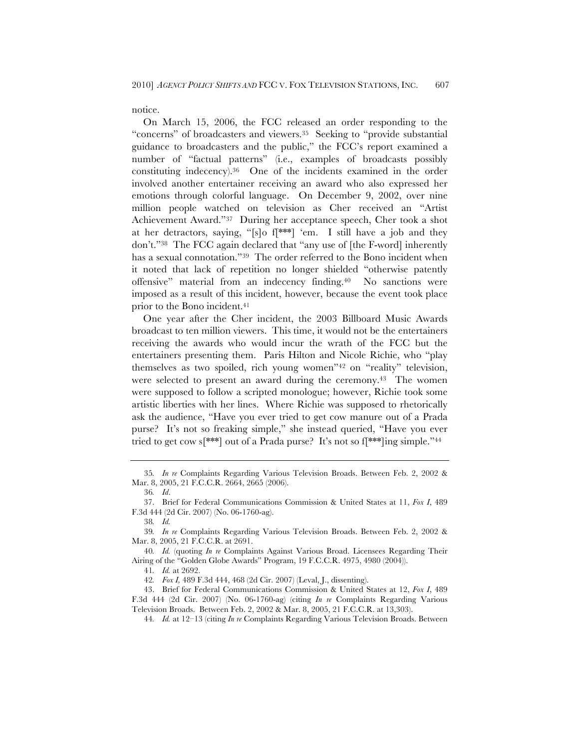notice.

On March 15, 2006, the FCC released an order responding to the "concerns" of broadcasters and viewers.[35] Seeking to "provide substantial guidance to broadcasters and the public," the FCC's report examined a number of "factual patterns" (i.e., examples of broadcasts possibly constituting indecency).[36] One of the incidents examined in the order involved another entertainer receiving an award who also expressed her emotions through colorful language. On December 9, 2002, over nine million people watched on television as Cher received an "Artist Achievement Award."[37] During her acceptance speech, Cher took a shot at her detractors, saying, "[s]o f[***] 'em. I still have a job and they don't."[38] The FCC again declared that "any use of [the F-word] inherently has a sexual connotation."[39] The order referred to the Bono incident when it noted that lack of repetition no longer shielded "otherwise patently offensive" material from an indecency finding.[40] No sanctions were imposed as a result of this incident, however, because the event took place prior to the Bono incident.[41]

One year after the Cher incident, the 2003 Billboard Music Awards broadcast to ten million viewers. This time, it would not be the entertainers receiving the awards who would incur the wrath of the FCC but the entertainers presenting them. Paris Hilton and Nicole Richie, who "play themselves as two spoiled, rich young women"[42] on "reality" television, were selected to present an award during the ceremony.[43] The women were supposed to follow a scripted monologue; however, Richie took some artistic liberties with her lines. Where Richie was supposed to rhetorically ask the audience, "Have you ever tried to get cow manure out of a Prada purse? It's not so freaking simple," she instead queried, "Have you ever tried to get cow s[***] out of a Prada purse? It's not so f[***]ing simple."[44]

---

35. *In re* Complaints Regarding Various Television Broads. Between Feb. 2, 2002 & Mar. 8, 2005, 21 F.C.C.R. 2664, 2665 (2006).

36. *Id*.

37. Brief for Federal Communications Commission & United States at 11, *Fox I*, 489 F.3d 444 (2d Cir. 2007) (No. 06-1760-ag).

38. *Id.*

39. *In re* Complaints Regarding Various Television Broads. Between Feb. 2, 2002 & Mar. 8, 2005, 21 F.C.C.R. at 2691.

40. *Id.* (quoting *In re* Complaints Against Various Broad. Licensees Regarding Their Airing of the "Golden Globe Awards" Program, 19 F.C.C.R. 4975, 4980 (2004)).

41. *Id.* at 2692.

42. *Fox I*, 489 F.3d 444, 468 (2d Cir. 2007) (Leval, J., dissenting).

43. Brief for Federal Communications Commission & United States at 12, *Fox I*, 489 F.3d 444 (2d Cir. 2007) (No. 06-1760-ag) (citing *In re* Complaints Regarding Various Television Broads. Between Feb. 2, 2002 & Mar. 8, 2005, 21 F.C.C.R. at 13,303).

44. *Id.* at 12–13 (citing *In re* Complaints Regarding Various Television Broads. Between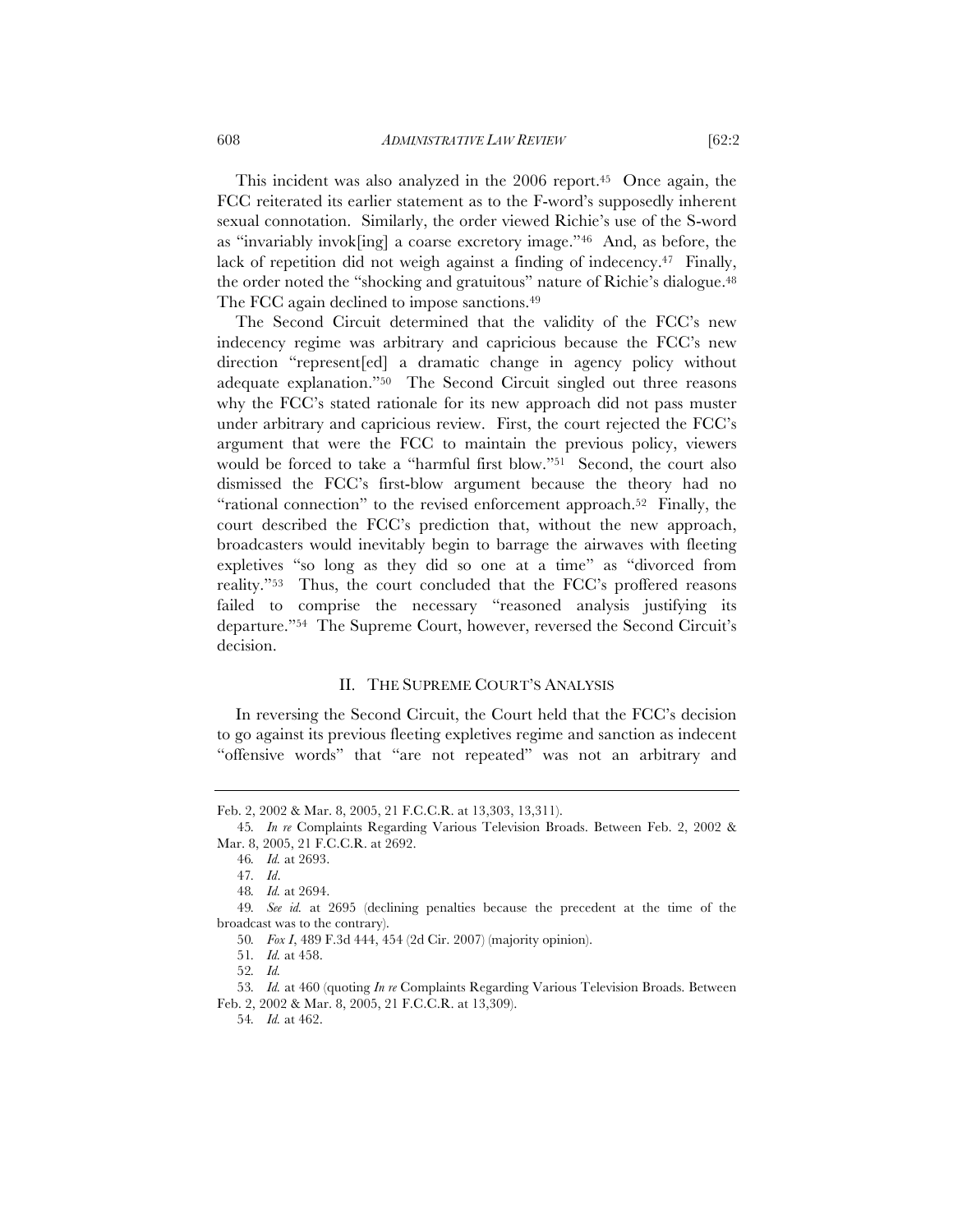This incident was also analyzed in the 2006 report.[45] Once again, the FCC reiterated its earlier statement as to the F-word's supposedly inherent sexual connotation. Similarly, the order viewed Richie's use of the S-word as "invariably invok[ing] a coarse excretory image."[46] And, as before, the lack of repetition did not weigh against a finding of indecency.[47] Finally, the order noted the "shocking and gratuitous" nature of Richie's dialogue.[48] The FCC again declined to impose sanctions.[49]

The Second Circuit determined that the validity of the FCC's new indecency regime was arbitrary and capricious because the FCC's new direction "represent[ed] a dramatic change in agency policy without adequate explanation."[50] The Second Circuit singled out three reasons why the FCC's stated rationale for its new approach did not pass muster under arbitrary and capricious review. First, the court rejected the FCC's argument that were the FCC to maintain the previous policy, viewers would be forced to take a "harmful first blow."[51] Second, the court also dismissed the FCC's first-blow argument because the theory had no "rational connection" to the revised enforcement approach.[52] Finally, the court described the FCC's prediction that, without the new approach, broadcasters would inevitably begin to barrage the airwaves with fleeting expletives "so long as they did so one at a time" as "divorced from reality."[53] Thus, the court concluded that the FCC's proffered reasons failed to comprise the necessary "reasoned analysis justifying its departure."[54] The Supreme Court, however, reversed the Second Circuit's decision.

## II. THE SUPREME COURT'S ANALYSIS

In reversing the Second Circuit, the Court held that the FCC's decision to go against its previous fleeting expletives regime and sanction as indecent "offensive words" that "are not repeated" was not an arbitrary and

---

Feb. 2, 2002 & Mar. 8, 2005, 21 F.C.C.R. at 13,303, 13,311).

45. *In re* Complaints Regarding Various Television Broads. Between Feb. 2, 2002 & Mar. 8, 2005, 21 F.C.C.R. at 2692.

46. *Id.* at 2693.

47. *Id*.

48. *Id.* at 2694.

49. *See id.* at 2695 (declining penalties because the precedent at the time of the broadcast was to the contrary).

50. *Fox I*, 489 F.3d 444, 454 (2d Cir. 2007) (majority opinion).

51. *Id.* at 458.

52. *Id.*

53. *Id.* at 460 (quoting *In re* Complaints Regarding Various Television Broads. Between Feb. 2, 2002 & Mar. 8, 2005, 21 F.C.C.R. at 13,309).

54. *Id.* at 462.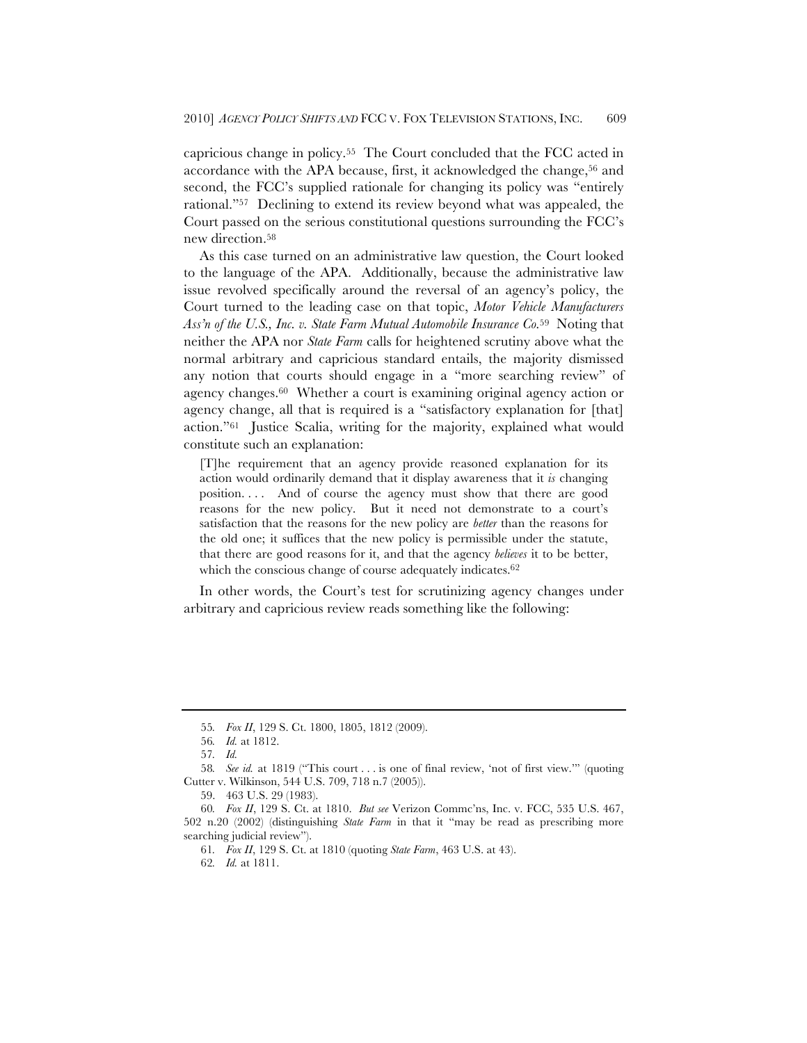capricious change in policy.[55] The Court concluded that the FCC acted in accordance with the APA because, first, it acknowledged the change,[56] and second, the FCC's supplied rationale for changing its policy was "entirely rational."[57] Declining to extend its review beyond what was appealed, the Court passed on the serious constitutional questions surrounding the FCC's new direction.[58]

As this case turned on an administrative law question, the Court looked to the language of the APA. Additionally, because the administrative law issue revolved specifically around the reversal of an agency's policy, the Court turned to the leading case on that topic, *Motor Vehicle Manufacturers Ass'n of the U.S., Inc. v. State Farm Mutual Automobile Insurance Co.*[59] Noting that neither the APA nor *State Farm* calls for heightened scrutiny above what the normal arbitrary and capricious standard entails, the majority dismissed any notion that courts should engage in a "more searching review" of agency changes.[60] Whether a court is examining original agency action or agency change, all that is required is a "satisfactory explanation for [that] action."[61] Justice Scalia, writing for the majority, explained what would constitute such an explanation:

> [T]he requirement that an agency provide reasoned explanation for its action would ordinarily demand that it display awareness that it *is* changing position. . . . And of course the agency must show that there are good reasons for the new policy. But it need not demonstrate to a court's satisfaction that the reasons for the new policy are *better* than the reasons for the old one; it suffices that the new policy is permissible under the statute, that there are good reasons for it, and that the agency *believes* it to be better, which the conscious change of course adequately indicates.[62]

In other words, the Court's test for scrutinizing agency changes under arbitrary and capricious review reads something like the following:

---

55. *Fox II*, 129 S. Ct. 1800, 1805, 1812 (2009).

56. *Id.* at 1812.

57. *Id.*

58. *See id.* at 1819 ("This court . . . is one of final review, 'not of first view.'" (quoting Cutter v. Wilkinson, 544 U.S. 709, 718 n.7 (2005)).

59. 463 U.S. 29 (1983).

60. *Fox II*, 129 S. Ct. at 1810. *But see* Verizon Commc'ns, Inc. v. FCC, 535 U.S. 467, 502 n.20 (2002) (distinguishing *State Farm* in that it "may be read as prescribing more searching judicial review").

61. *Fox II*, 129 S. Ct. at 1810 (quoting *State Farm*, 463 U.S. at 43).

62. *Id.* at 1811.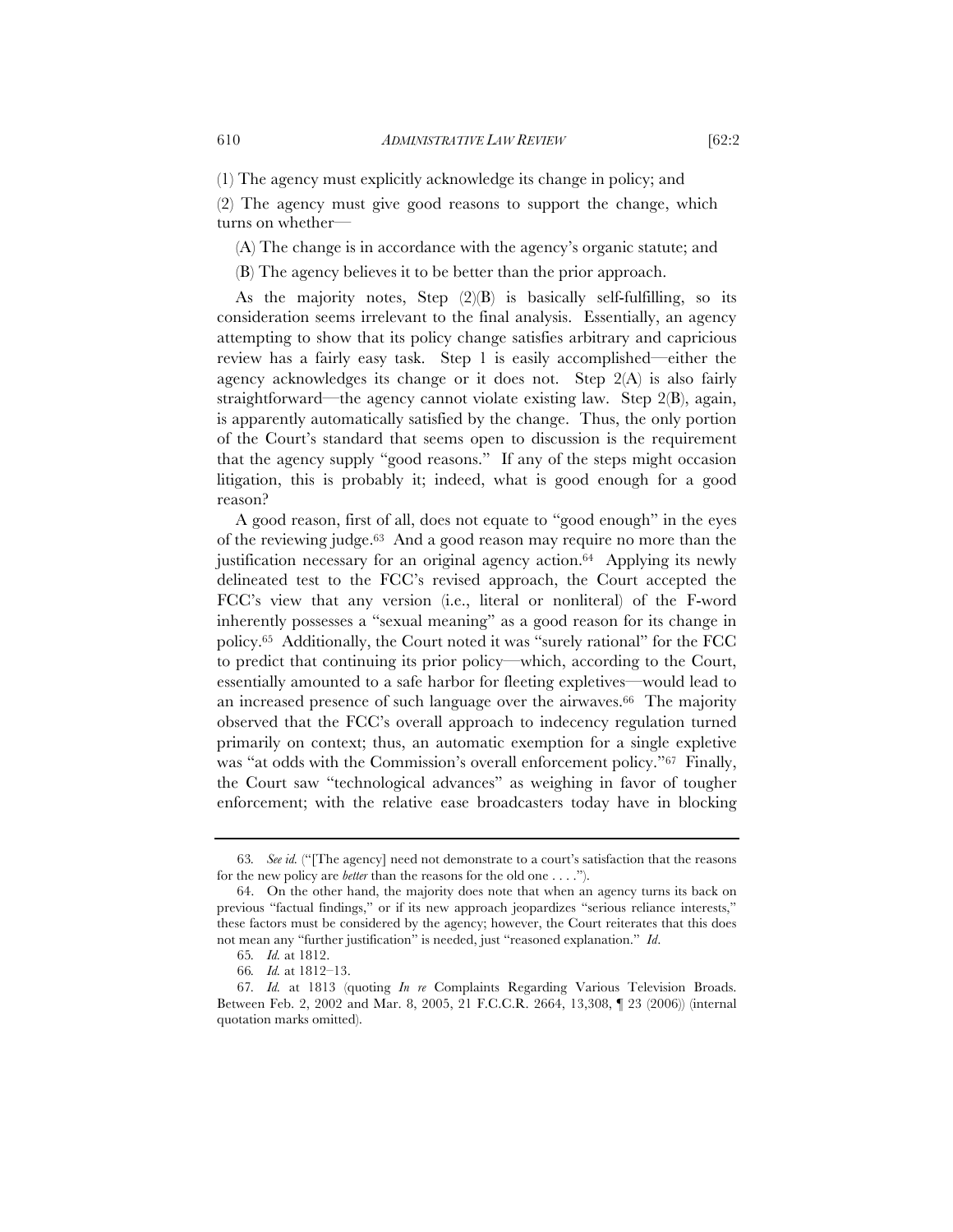(1) The agency must explicitly acknowledge its change in policy; and

(2) The agency must give good reasons to support the change, which turns on whether—

(A) The change is in accordance with the agency's organic statute; and

(B) The agency believes it to be better than the prior approach.

As the majority notes, Step (2)(B) is basically self-fulfilling, so its consideration seems irrelevant to the final analysis. Essentially, an agency attempting to show that its policy change satisfies arbitrary and capricious review has a fairly easy task. Step 1 is easily accomplished—either the agency acknowledges its change or it does not. Step 2(A) is also fairly straightforward—the agency cannot violate existing law. Step 2(B), again, is apparently automatically satisfied by the change. Thus, the only portion of the Court's standard that seems open to discussion is the requirement that the agency supply "good reasons." If any of the steps might occasion litigation, this is probably it; indeed, what is good enough for a good reason?

A good reason, first of all, does not equate to "good enough" in the eyes of the reviewing judge.[63] And a good reason may require no more than the justification necessary for an original agency action.[64] Applying its newly delineated test to the FCC's revised approach, the Court accepted the FCC's view that any version (i.e., literal or nonliteral) of the F-word inherently possesses a "sexual meaning" as a good reason for its change in policy.[65] Additionally, the Court noted it was "surely rational" for the FCC to predict that continuing its prior policy—which, according to the Court, essentially amounted to a safe harbor for fleeting expletives—would lead to an increased presence of such language over the airwaves.[66] The majority observed that the FCC's overall approach to indecency regulation turned primarily on context; thus, an automatic exemption for a single expletive was "at odds with the Commission's overall enforcement policy."[67] Finally, the Court saw "technological advances" as weighing in favor of tougher enforcement; with the relative ease broadcasters today have in blocking

---

63. *See id.* ("[The agency] need not demonstrate to a court's satisfaction that the reasons for the new policy are *better* than the reasons for the old one . . . .").

64. On the other hand, the majority does note that when an agency turns its back on previous "factual findings," or if its new approach jeopardizes "serious reliance interests," these factors must be considered by the agency; however, the Court reiterates that this does not mean any "further justification" is needed, just "reasoned explanation." *Id.*

65. *Id.* at 1812.

66. *Id.* at 1812–13.

67. *Id.* at 1813 (quoting *In re* Complaints Regarding Various Television Broads. Between Feb. 2, 2002 and Mar. 8, 2005, 21 F.C.C.R. 2664, 13,308, ¶ 23 (2006)) (internal quotation marks omitted).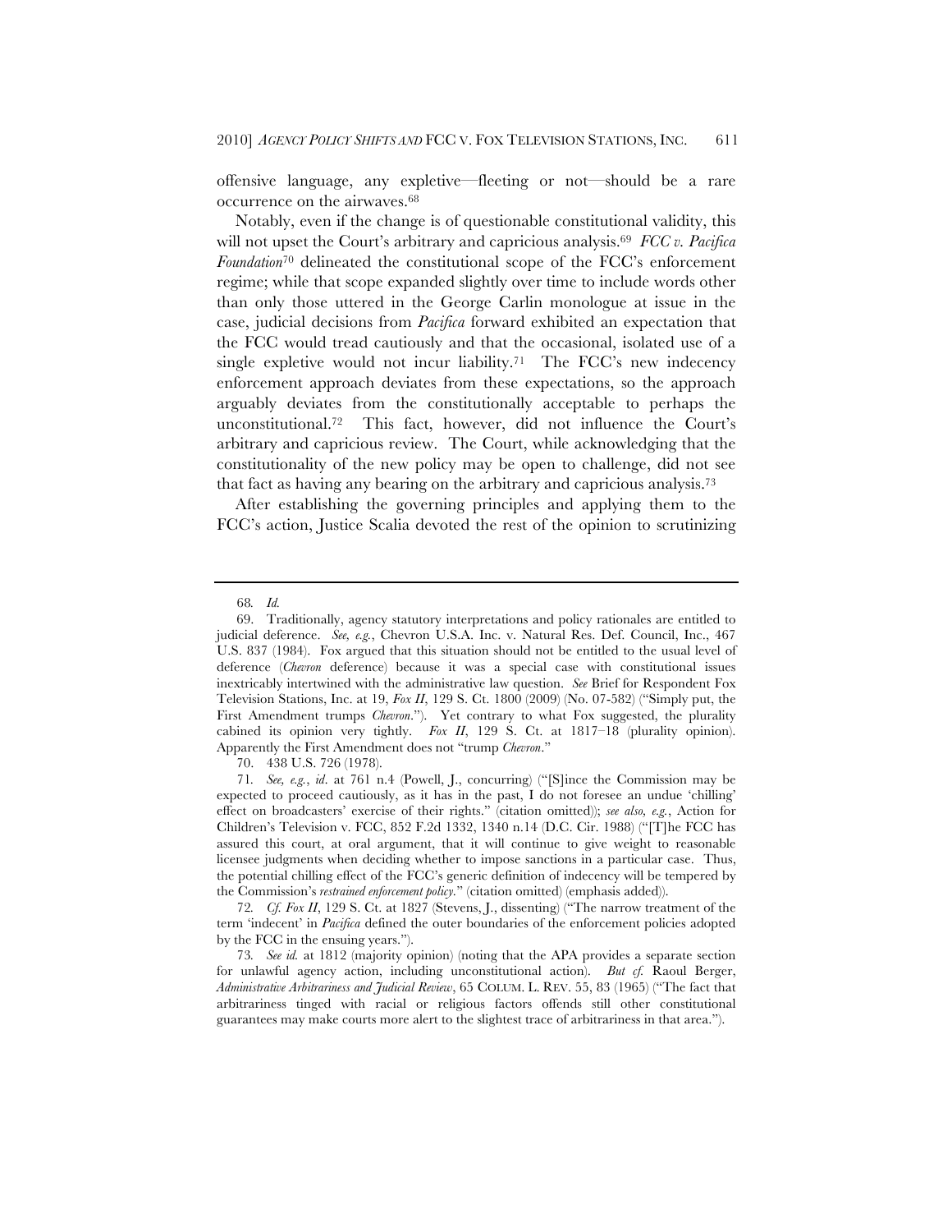offensive language, any expletive—fleeting or not—should be a rare occurrence on the airwaves.[68]

Notably, even if the change is of questionable constitutional validity, this will not upset the Court's arbitrary and capricious analysis.[69] *FCC v. Pacifica Foundation*[70] delineated the constitutional scope of the FCC's enforcement regime; while that scope expanded slightly over time to include words other than only those uttered in the George Carlin monologue at issue in the case, judicial decisions from *Pacifica* forward exhibited an expectation that the FCC would tread cautiously and that the occasional, isolated use of a single expletive would not incur liability.[71] The FCC's new indecency enforcement approach deviates from these expectations, so the approach arguably deviates from the constitutionally acceptable to perhaps the unconstitutional.[72] This fact, however, did not influence the Court's arbitrary and capricious review. The Court, while acknowledging that the constitutionality of the new policy may be open to challenge, did not see that fact as having any bearing on the arbitrary and capricious analysis.[73]

After establishing the governing principles and applying them to the FCC's action, Justice Scalia devoted the rest of the opinion to scrutinizing

---

68. *Id.*

69. Traditionally, agency statutory interpretations and policy rationales are entitled to judicial deference. *See, e.g.*, Chevron U.S.A. Inc. v. Natural Res. Def. Council, Inc., 467 U.S. 837 (1984). Fox argued that this situation should not be entitled to the usual level of deference (*Chevron* deference) because it was a special case with constitutional issues inextricably intertwined with the administrative law question. *See* Brief for Respondent Fox Television Stations, Inc. at 19, *Fox II*, 129 S. Ct. 1800 (2009) (No. 07-582) ("Simply put, the First Amendment trumps *Chevron*."). Yet contrary to what Fox suggested, the plurality cabined its opinion very tightly. *Fox II*, 129 S. Ct. at 1817–18 (plurality opinion). Apparently the First Amendment does not "trump *Chevron*."

70. 438 U.S. 726 (1978).

71. *See, e.g.*, *id*. at 761 n.4 (Powell, J., concurring) ("[S]ince the Commission may be expected to proceed cautiously, as it has in the past, I do not foresee an undue 'chilling' effect on broadcasters' exercise of their rights." (citation omitted)); *see also, e.g.*, Action for Children's Television v. FCC, 852 F.2d 1332, 1340 n.14 (D.C. Cir. 1988) ("[T]he FCC has assured this court, at oral argument, that it will continue to give weight to reasonable licensee judgments when deciding whether to impose sanctions in a particular case. Thus, the potential chilling effect of the FCC's generic definition of indecency will be tempered by the Commission's *restrained enforcement policy*." (citation omitted) (emphasis added)).

72. *Cf. Fox II*, 129 S. Ct. at 1827 (Stevens, J., dissenting) ("The narrow treatment of the term 'indecent' in *Pacifica* defined the outer boundaries of the enforcement policies adopted by the FCC in the ensuing years.").

73. *See id.* at 1812 (majority opinion) (noting that the APA provides a separate section for unlawful agency action, including unconstitutional action). *But cf.* Raoul Berger, *Administrative Arbitrariness and Judicial Review*, 65 COLUM. L. REV. 55, 83 (1965) ("The fact that arbitrariness tinged with racial or religious factors offends still other constitutional guarantees may make courts more alert to the slightest trace of arbitrariness in that area.").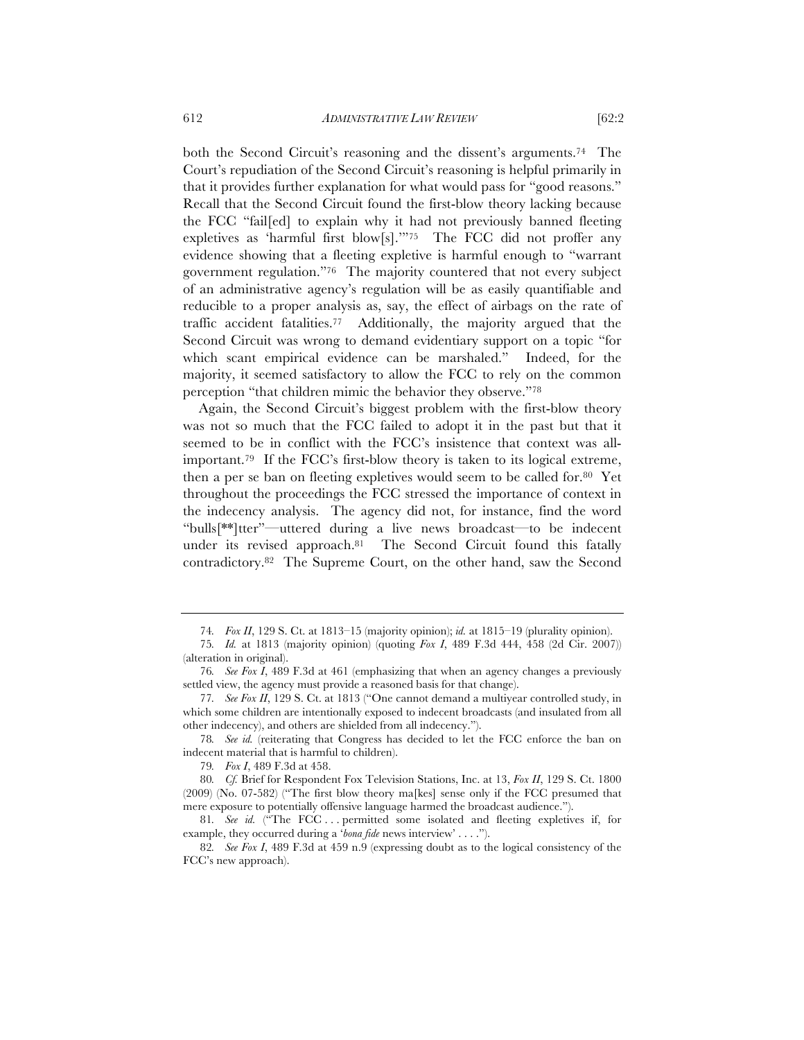both the Second Circuit's reasoning and the dissent's arguments.[74] The Court's repudiation of the Second Circuit's reasoning is helpful primarily in that it provides further explanation for what would pass for "good reasons." Recall that the Second Circuit found the first-blow theory lacking because the FCC "fail[ed] to explain why it had not previously banned fleeting expletives as 'harmful first blow[s].'"[75] The FCC did not proffer any evidence showing that a fleeting expletive is harmful enough to "warrant government regulation."[76] The majority countered that not every subject of an administrative agency's regulation will be as easily quantifiable and reducible to a proper analysis as, say, the effect of airbags on the rate of traffic accident fatalities.[77] Additionally, the majority argued that the Second Circuit was wrong to demand evidentiary support on a topic "for which scant empirical evidence can be marshaled." Indeed, for the majority, it seemed satisfactory to allow the FCC to rely on the common perception "that children mimic the behavior they observe."[78]

Again, the Second Circuit's biggest problem with the first-blow theory was not so much that the FCC failed to adopt it in the past but that it seemed to be in conflict with the FCC's insistence that context was all-important.[79] If the FCC's first-blow theory is taken to its logical extreme, then a per se ban on fleeting expletives would seem to be called for.[80] Yet throughout the proceedings the FCC stressed the importance of context in the indecency analysis. The agency did not, for instance, find the word "bulls[**]tter"—uttered during a live news broadcast—to be indecent under its revised approach.[81] The Second Circuit found this fatally contradictory.[82] The Supreme Court, on the other hand, saw the Second

---

74. *Fox II*, 129 S. Ct. at 1813–15 (majority opinion); *id.* at 1815–19 (plurality opinion).

75. *Id.* at 1813 (majority opinion) (quoting *Fox I*, 489 F.3d 444, 458 (2d Cir. 2007)) (alteration in original).

76. *See Fox I*, 489 F.3d at 461 (emphasizing that when an agency changes a previously settled view, the agency must provide a reasoned basis for that change).

77. *See Fox II*, 129 S. Ct. at 1813 ("One cannot demand a multiyear controlled study, in which some children are intentionally exposed to indecent broadcasts (and insulated from all other indecency), and others are shielded from all indecency.").

78. *See id.* (reiterating that Congress has decided to let the FCC enforce the ban on indecent material that is harmful to children).

79. *Fox I*, 489 F.3d at 458.

80. *Cf.* Brief for Respondent Fox Television Stations, Inc. at 13, *Fox II*, 129 S. Ct. 1800 (2009) (No. 07-582) ("The first blow theory ma[kes] sense only if the FCC presumed that mere exposure to potentially offensive language harmed the broadcast audience.").

81. *See id.* ("The FCC . . . permitted some isolated and fleeting expletives if, for example, they occurred during a '*bona fide* news interview' . . . .").

82. *See Fox I*, 489 F.3d at 459 n.9 (expressing doubt as to the logical consistency of the FCC's new approach).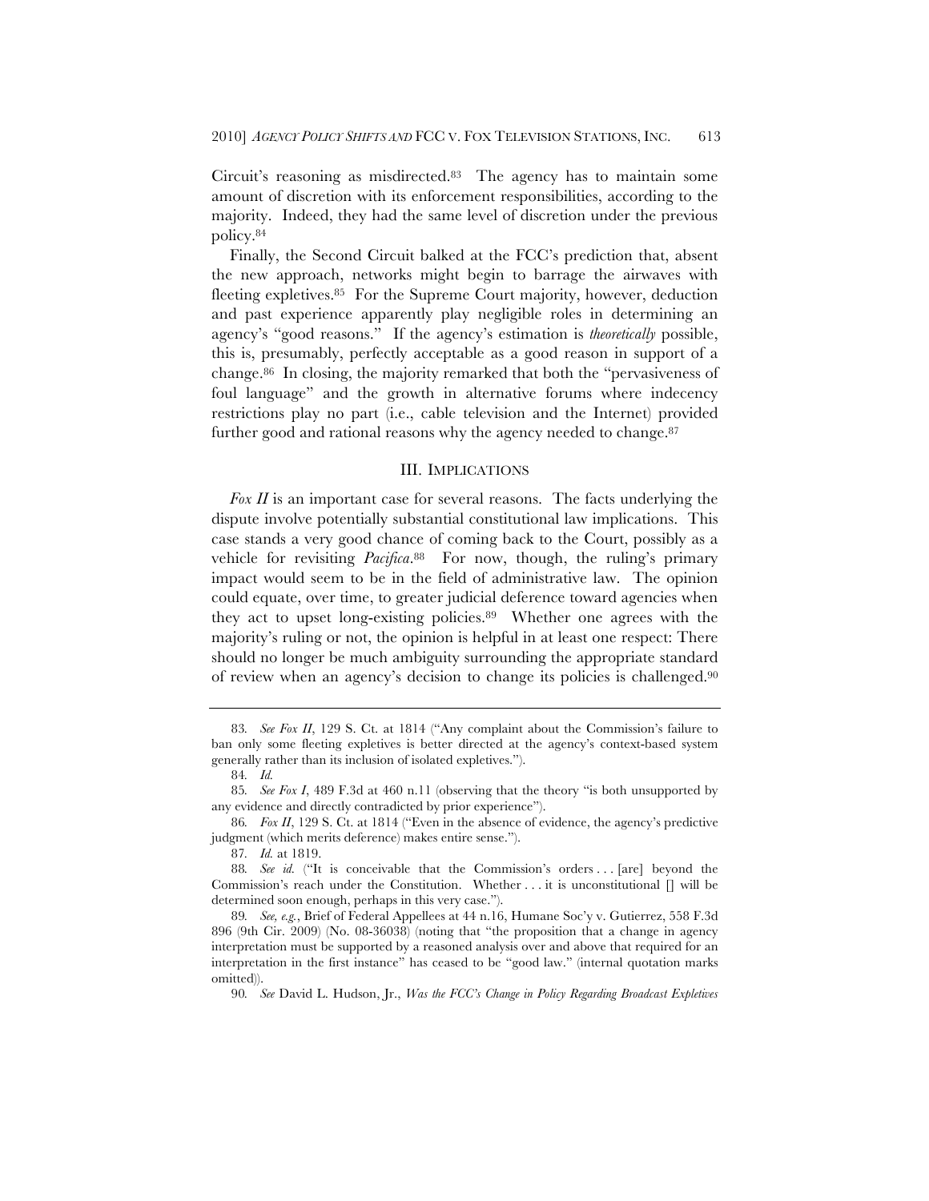Circuit's reasoning as misdirected.[83] The agency has to maintain some amount of discretion with its enforcement responsibilities, according to the majority. Indeed, they had the same level of discretion under the previous policy.[84]

Finally, the Second Circuit balked at the FCC's prediction that, absent the new approach, networks might begin to barrage the airwaves with fleeting expletives.[85] For the Supreme Court majority, however, deduction and past experience apparently play negligible roles in determining an agency's "good reasons." If the agency's estimation is *theoretically* possible, this is, presumably, perfectly acceptable as a good reason in support of a change.[86] In closing, the majority remarked that both the "pervasiveness of foul language" and the growth in alternative forums where indecency restrictions play no part (i.e., cable television and the Internet) provided further good and rational reasons why the agency needed to change.[87]

## III. IMPLICATIONS

*Fox II* is an important case for several reasons. The facts underlying the dispute involve potentially substantial constitutional law implications. This case stands a very good chance of coming back to the Court, possibly as a vehicle for revisiting *Pacifica*.[88] For now, though, the ruling's primary impact would seem to be in the field of administrative law. The opinion could equate, over time, to greater judicial deference toward agencies when they act to upset long-existing policies.[89] Whether one agrees with the majority's ruling or not, the opinion is helpful in at least one respect: There should no longer be much ambiguity surrounding the appropriate standard of review when an agency's decision to change its policies is challenged.[90]

---

83. *See Fox II*, 129 S. Ct. at 1814 ("Any complaint about the Commission's failure to ban only some fleeting expletives is better directed at the agency's context-based system generally rather than its inclusion of isolated expletives.").

84. *Id.*

85. *See Fox I*, 489 F.3d at 460 n.11 (observing that the theory "is both unsupported by any evidence and directly contradicted by prior experience").

86. *Fox II*, 129 S. Ct. at 1814 ("Even in the absence of evidence, the agency's predictive judgment (which merits deference) makes entire sense.").

87. *Id.* at 1819.

88. *See id.* ("It is conceivable that the Commission's orders . . . [are] beyond the Commission's reach under the Constitution. Whether . . . it is unconstitutional [] will be determined soon enough, perhaps in this very case.").

89. *See, e.g.*, Brief of Federal Appellees at 44 n.16, Humane Soc'y v. Gutierrez, 558 F.3d 896 (9th Cir. 2009) (No. 08-36038) (noting that "the proposition that a change in agency interpretation must be supported by a reasoned analysis over and above that required for an interpretation in the first instance" has ceased to be "good law." (internal quotation marks omitted)).

90. *See* David L. Hudson, Jr., *Was the FCC's Change in Policy Regarding Broadcast Expletives*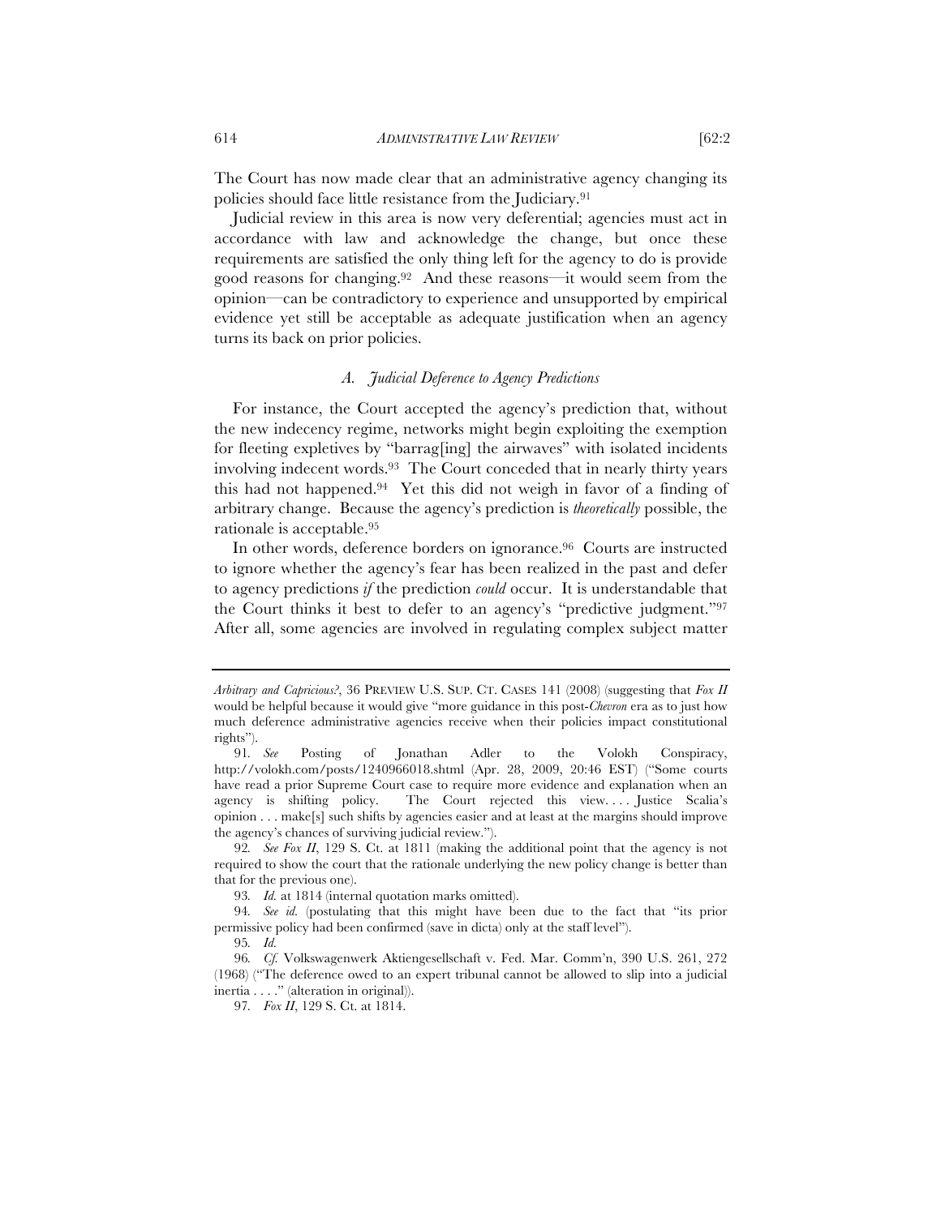The Court has now made clear that an administrative agency changing its policies should face little resistance from the Judiciary.[91]

Judicial review in this area is now very deferential; agencies must act in accordance with law and acknowledge the change, but once these requirements are satisfied the only thing left for the agency to do is provide good reasons for changing.[92] And these reasons—it would seem from the opinion—can be contradictory to experience and unsupported by empirical evidence yet still be acceptable as adequate justification when an agency turns its back on prior policies.

### *A. Judicial Deference to Agency Predictions*

For instance, the Court accepted the agency's prediction that, without the new indecency regime, networks might begin exploiting the exemption for fleeting expletives by "barrag[ing] the airwaves" with isolated incidents involving indecent words.[93] The Court conceded that in nearly thirty years this had not happened.[94] Yet this did not weigh in favor of a finding of arbitrary change. Because the agency's prediction is *theoretically* possible, the rationale is acceptable.[95]

In other words, deference borders on ignorance.[96] Courts are instructed to ignore whether the agency's fear has been realized in the past and defer to agency predictions *if* the prediction *could* occur. It is understandable that the Court thinks it best to defer to an agency's "predictive judgment."[97] After all, some agencies are involved in regulating complex subject matter

---

*Arbitrary and Capricious?*, 36 PREVIEW U.S. SUP. CT. CASES 141 (2008) (suggesting that *Fox II* would be helpful because it would give "more guidance in this post-*Chevron* era as to just how much deference administrative agencies receive when their policies impact constitutional rights").

91. *See* Posting of Jonathan Adler to the Volokh Conspiracy, http://volokh.com/posts/1240966018.shtml (Apr. 28, 2009, 20:46 EST) ("Some courts have read a prior Supreme Court case to require more evidence and explanation when an agency is shifting policy. The Court rejected this view. . . . Justice Scalia's opinion . . . make[s] such shifts by agencies easier and at least at the margins should improve the agency's chances of surviving judicial review.").

92. *See Fox II*, 129 S. Ct. at 1811 (making the additional point that the agency is not required to show the court that the rationale underlying the new policy change is better than that for the previous one).

93. *Id.* at 1814 (internal quotation marks omitted).

94. *See id.* (postulating that this might have been due to the fact that "its prior permissive policy had been confirmed (save in dicta) only at the staff level").

95. *Id.*

96. *Cf.* Volkswagenwerk Aktiengesellschaft v. Fed. Mar. Comm'n, 390 U.S. 261, 272 (1968) ("The deference owed to an expert tribunal cannot be allowed to slip into a judicial inertia . . . ." (alteration in original)).

97. *Fox II*, 129 S. Ct. at 1814.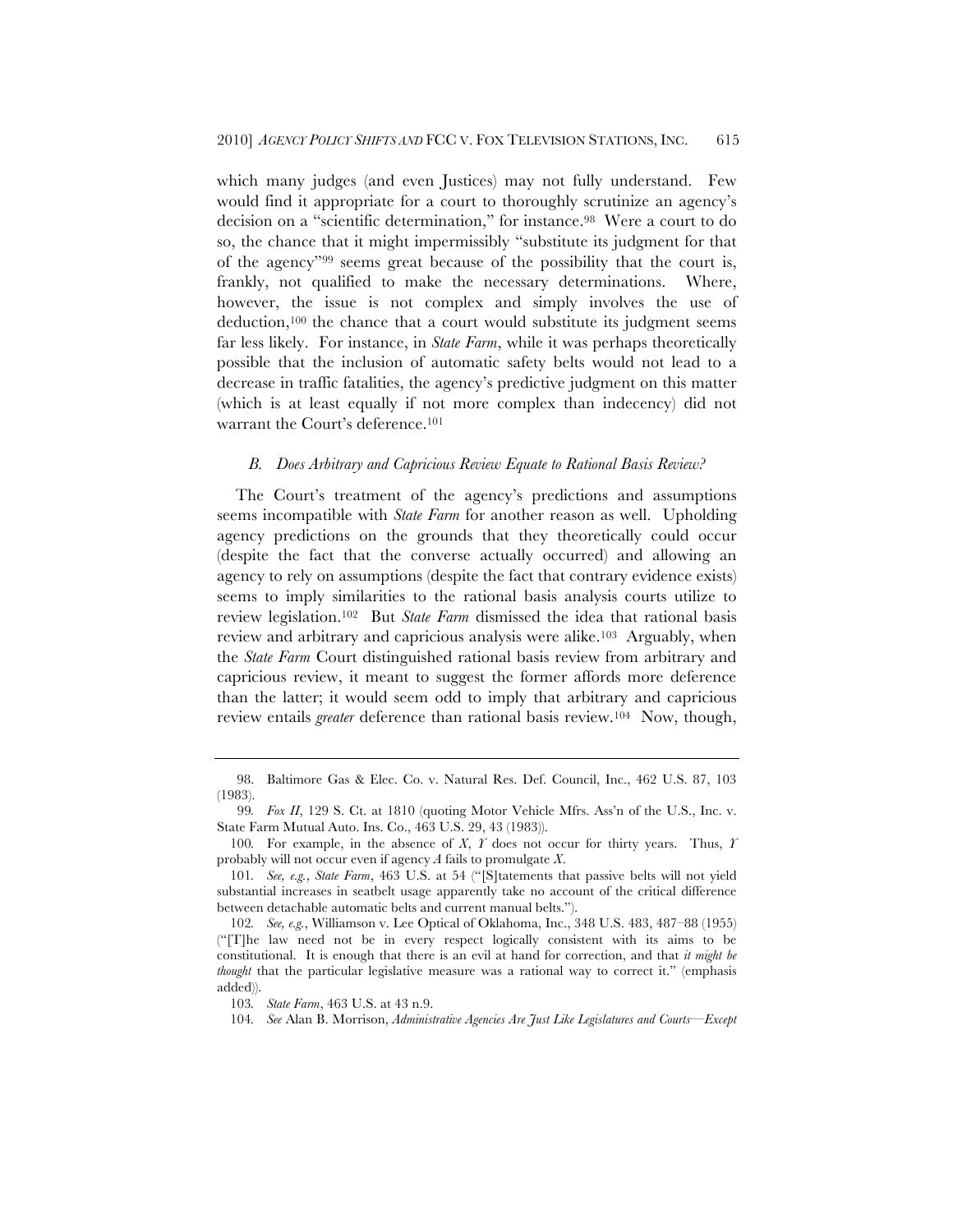which many judges (and even Justices) may not fully understand. Few would find it appropriate for a court to thoroughly scrutinize an agency's decision on a "scientific determination," for instance.[98] Were a court to do so, the chance that it might impermissibly "substitute its judgment for that of the agency"[99] seems great because of the possibility that the court is, frankly, not qualified to make the necessary determinations. Where, however, the issue is not complex and simply involves the use of deduction,[100] the chance that a court would substitute its judgment seems far less likely. For instance, in *State Farm*, while it was perhaps theoretically possible that the inclusion of automatic safety belts would not lead to a decrease in traffic fatalities, the agency's predictive judgment on this matter (which is at least equally if not more complex than indecency) did not warrant the Court's deference.[101]

### *B. Does Arbitrary and Capricious Review Equate to Rational Basis Review?*

The Court's treatment of the agency's predictions and assumptions seems incompatible with *State Farm* for another reason as well. Upholding agency predictions on the grounds that they theoretically could occur (despite the fact that the converse actually occurred) and allowing an agency to rely on assumptions (despite the fact that contrary evidence exists) seems to imply similarities to the rational basis analysis courts utilize to review legislation.[102] But *State Farm* dismissed the idea that rational basis review and arbitrary and capricious analysis were alike.[103] Arguably, when the *State Farm* Court distinguished rational basis review from arbitrary and capricious review, it meant to suggest the former affords more deference than the latter; it would seem odd to imply that arbitrary and capricious review entails *greater* deference than rational basis review.[104] Now, though,

---

98. Baltimore Gas & Elec. Co. v. Natural Res. Def. Council, Inc., 462 U.S. 87, 103 (1983).

99. *Fox II*, 129 S. Ct. at 1810 (quoting Motor Vehicle Mfrs. Ass'n of the U.S., Inc. v. State Farm Mutual Auto. Ins. Co., 463 U.S. 29, 43 (1983)).

100. For example, in the absence of *X*, *Y* does not occur for thirty years. Thus, *Y* probably will not occur even if agency *A* fails to promulgate *X*.

101. *See, e.g.*, *State Farm*, 463 U.S. at 54 ("[S]tatements that passive belts will not yield substantial increases in seatbelt usage apparently take no account of the critical difference between detachable automatic belts and current manual belts.").

102. *See, e.g.*, Williamson v. Lee Optical of Oklahoma, Inc., 348 U.S. 483, 487–88 (1955) ("[T]he law need not be in every respect logically consistent with its aims to be constitutional. It is enough that there is an evil at hand for correction, and that *it might be thought* that the particular legislative measure was a rational way to correct it." (emphasis added)).

103. *State Farm*, 463 U.S. at 43 n.9.

104. *See* Alan B. Morrison, *Administrative Agencies Are Just Like Legislatures and Courts—Except*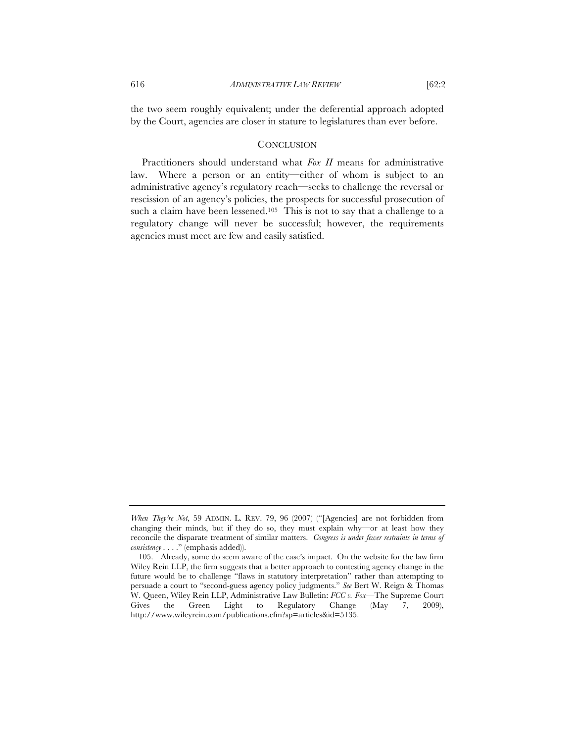the two seem roughly equivalent; under the deferential approach adopted by the Court, agencies are closer in stature to legislatures than ever before.

## CONCLUSION

Practitioners should understand what *Fox II* means for administrative law. Where a person or an entity—either of whom is subject to an administrative agency's regulatory reach—seeks to challenge the reversal or rescission of an agency's policies, the prospects for successful prosecution of such a claim have been lessened.[105] This is not to say that a challenge to a regulatory change will never be successful; however, the requirements agencies must meet are few and easily satisfied.

---

*When They're Not*, 59 ADMIN. L. REV. 79, 96 (2007) ("[Agencies] are not forbidden from changing their minds, but if they do so, they must explain why—or at least how they reconcile the disparate treatment of similar matters. *Congress is under fewer restraints in terms of consistency* . . . ." (emphasis added)).

105. Already, some do seem aware of the case's impact. On the website for the law firm Wiley Rein LLP, the firm suggests that a better approach to contesting agency change in the future would be to challenge "flaws in statutory interpretation" rather than attempting to persuade a court to "second-guess agency policy judgments." *See* Bert W. Reign & Thomas W. Queen, Wiley Rein LLP, Administrative Law Bulletin: *FCC v. Fox*—The Supreme Court Gives the Green Light to Regulatory Change (May 7, 2009), http://www.wileyrein.com/publications.cfm?sp=articles&id=5135.